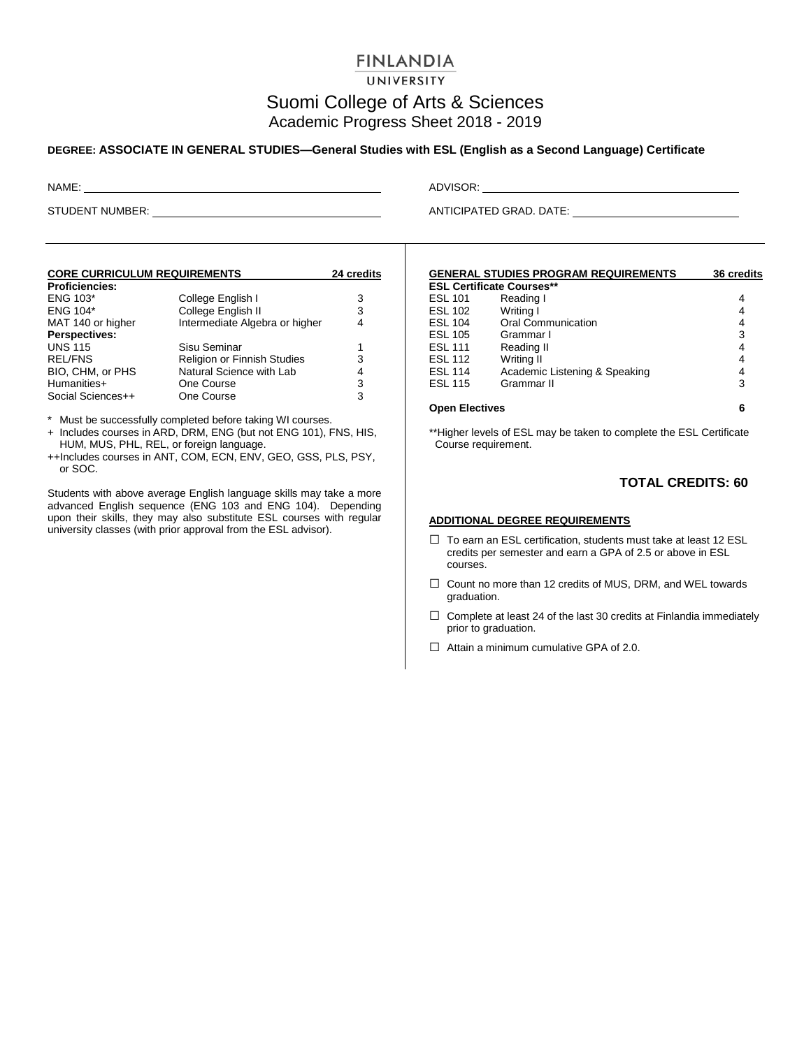# FINLANDIA UNIVERSITY

## Suomi College of Arts & Sciences

### Academic Progress Sheet 2018 - 2019

**DEGREE: ASSOCIATE IN GENERAL STUDIES—General Studies with ESL (English as a Second Language) Certificate**

NAME: ____________________  ADVISOR: ____________________

STUDENT NUMBER: ____________________  ANTICIPATED GRAD. DATE: ____________________

| **CORE CURRICULUM REQUIREMENTS** | | **24 credits** |
|---|---|---|
| **Proficiencies:** | | |
| ENG 103* | College English I | 3 |
| ENG 104* | College English II | 3 |
| MAT 140 or higher | Intermediate Algebra or higher | 4 |
| **Perspectives:** | | |
| UNS 115 | Sisu Seminar | 1 |
| REL/FNS | Religion or Finnish Studies | 3 |
| BIO, CHM, or PHS | Natural Science with Lab | 4 |
| Humanities+ | One Course | 3 |
| Social Sciences++ | One Course | 3 |

\* Must be successfully completed before taking WI courses.

\+ Includes courses in ARD, DRM, ENG (but not ENG 101), FNS, HIS, HUM, MUS, PHL, REL, or foreign language.

++Includes courses in ANT, COM, ECN, ENV, GEO, GSS, PLS, PSY, or SOC.

Students with above average English language skills may take a more advanced English sequence (ENG 103 and ENG 104). Depending upon their skills, they may also substitute ESL courses with regular university classes (with prior approval from the ESL advisor).

| **GENERAL STUDIES PROGRAM REQUIREMENTS** | | **36 credits** |
|---|---|---|
| **ESL Certificate Courses**** | | |
| ESL 101 | Reading I | 4 |
| ESL 102 | Writing I | 4 |
| ESL 104 | Oral Communication | 4 |
| ESL 105 | Grammar I | 3 |
| ESL 111 | Reading II | 4 |
| ESL 112 | Writing II | 4 |
| ESL 114 | Academic Listening & Speaking | 4 |
| ESL 115 | Grammar II | 3 |
| **Open Electives** | | **6** |

**Higher levels of ESL may be taken to complete the ESL Certificate Course requirement.

## TOTAL CREDITS: 60

**ADDITIONAL DEGREE REQUIREMENTS**

- ☐ To earn an ESL certification, students must take at least 12 ESL credits per semester and earn a GPA of 2.5 or above in ESL courses.
- ☐ Count no more than 12 credits of MUS, DRM, and WEL towards graduation.
- ☐ Complete at least 24 of the last 30 credits at Finlandia immediately prior to graduation.
- ☐ Attain a minimum cumulative GPA of 2.0.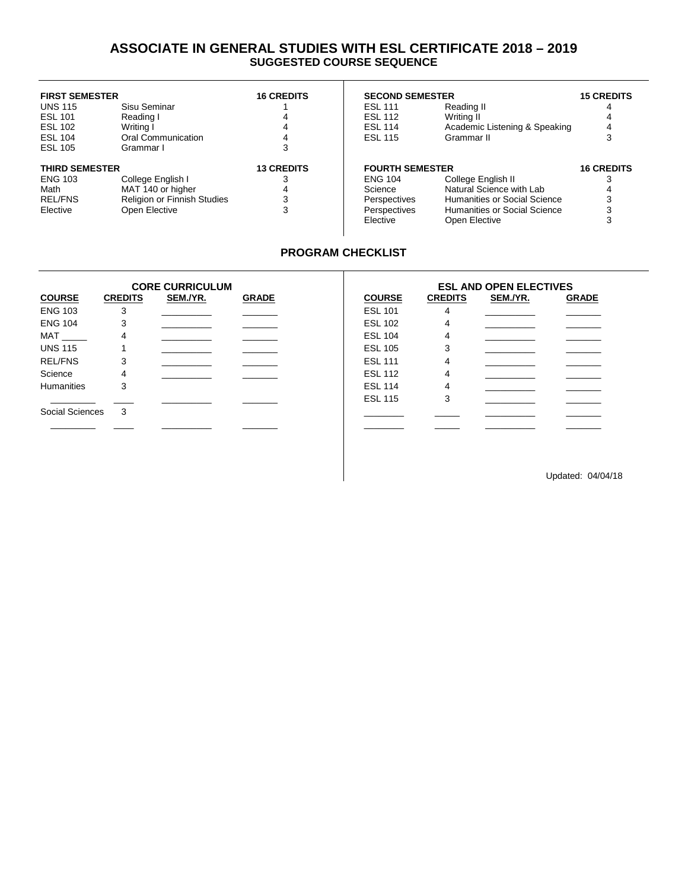# ASSOCIATE IN GENERAL STUDIES WITH ESL CERTIFICATE 2018 – 2019

## SUGGESTED COURSE SEQUENCE

| FIRST SEMESTER | | 16 CREDITS |
|---|---|---|
| UNS 115 | Sisu Seminar | 1 |
| ESL 101 | Reading I | 4 |
| ESL 102 | Writing I | 4 |
| ESL 104 | Oral Communication | 4 |
| ESL 105 | Grammar I | 3 |

| SECOND SEMESTER | | 15 CREDITS |
|---|---|---|
| ESL 111 | Reading II | 4 |
| ESL 112 | Writing II | 4 |
| ESL 114 | Academic Listening & Speaking | 4 |
| ESL 115 | Grammar II | 3 |

| THIRD SEMESTER | | 13 CREDITS |
|---|---|---|
| ENG 103 | College English I | 3 |
| Math | MAT 140 or higher | 4 |
| REL/FNS | Religion or Finnish Studies | 3 |
| Elective | Open Elective | 3 |

| FOURTH SEMESTER | | 16 CREDITS |
|---|---|---|
| ENG 104 | College English II | 3 |
| Science | Natural Science with Lab | 4 |
| Perspectives | Humanities or Social Science | 3 |
| Perspectives | Humanities or Social Science | 3 |
| Elective | Open Elective | 3 |

## PROGRAM CHECKLIST

### CORE CURRICULUM

| COURSE | CREDITS | SEM./YR. | GRADE |
|---|---|---|---|
| ENG 103 | 3 | | |
| ENG 104 | 3 | | |
| MAT _____ | 4 | | |
| UNS 115 | 1 | | |
| REL/FNS | 3 | | |
| Science | 4 | | |
| Humanities | 3 | | |
| | | | |
| Social Sciences | 3 | | |
| | | | |

### ESL AND OPEN ELECTIVES

| COURSE | CREDITS | SEM./YR. | GRADE |
|---|---|---|---|
| ESL 101 | 4 | | |
| ESL 102 | 4 | | |
| ESL 104 | 4 | | |
| ESL 105 | 3 | | |
| ESL 111 | 4 | | |
| ESL 112 | 4 | | |
| ESL 114 | 4 | | |
| ESL 115 | 3 | | |
| | | | |
| | | | |

Updated: 04/04/18